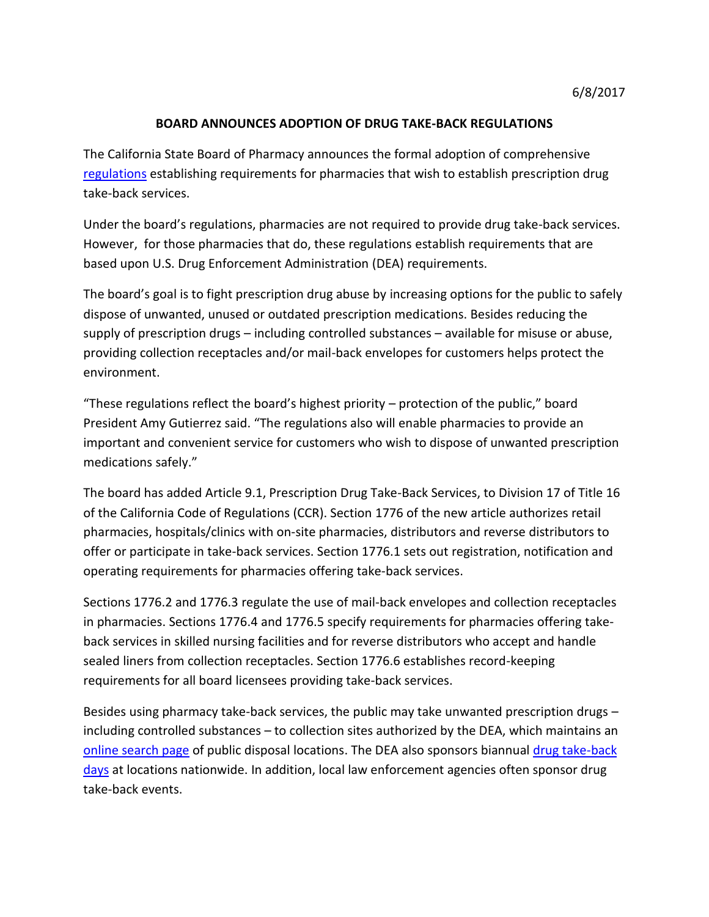6/8/2017

# BOARD ANNOUNCES ADOPTION OF DRUG TAKE-BACK REGULATIONS

The California State Board of Pharmacy announces the formal adoption of comprehensive regulations establishing requirements for pharmacies that wish to establish prescription drug take-back services.

Under the board's regulations, pharmacies are not required to provide drug take-back services. However, for those pharmacies that do, these regulations establish requirements that are based upon U.S. Drug Enforcement Administration (DEA) requirements.

The board's goal is to fight prescription drug abuse by increasing options for the public to safely dispose of unwanted, unused or outdated prescription medications. Besides reducing the supply of prescription drugs – including controlled substances – available for misuse or abuse, providing collection receptacles and/or mail-back envelopes for customers helps protect the environment.

"These regulations reflect the board's highest priority – protection of the public," board President Amy Gutierrez said. "The regulations also will enable pharmacies to provide an important and convenient service for customers who wish to dispose of unwanted prescription medications safely."

The board has added Article 9.1, Prescription Drug Take-Back Services, to Division 17 of Title 16 of the California Code of Regulations (CCR). Section 1776 of the new article authorizes retail pharmacies, hospitals/clinics with on-site pharmacies, distributors and reverse distributors to offer or participate in take-back services. Section 1776.1 sets out registration, notification and operating requirements for pharmacies offering take-back services.

Sections 1776.2 and 1776.3 regulate the use of mail-back envelopes and collection receptacles in pharmacies. Sections 1776.4 and 1776.5 specify requirements for pharmacies offering take-back services in skilled nursing facilities and for reverse distributors who accept and handle sealed liners from collection receptacles. Section 1776.6 establishes record-keeping requirements for all board licensees providing take-back services.

Besides using pharmacy take-back services, the public may take unwanted prescription drugs – including controlled substances – to collection sites authorized by the DEA, which maintains an online search page of public disposal locations. The DEA also sponsors biannual drug take-back days at locations nationwide. In addition, local law enforcement agencies often sponsor drug take-back events.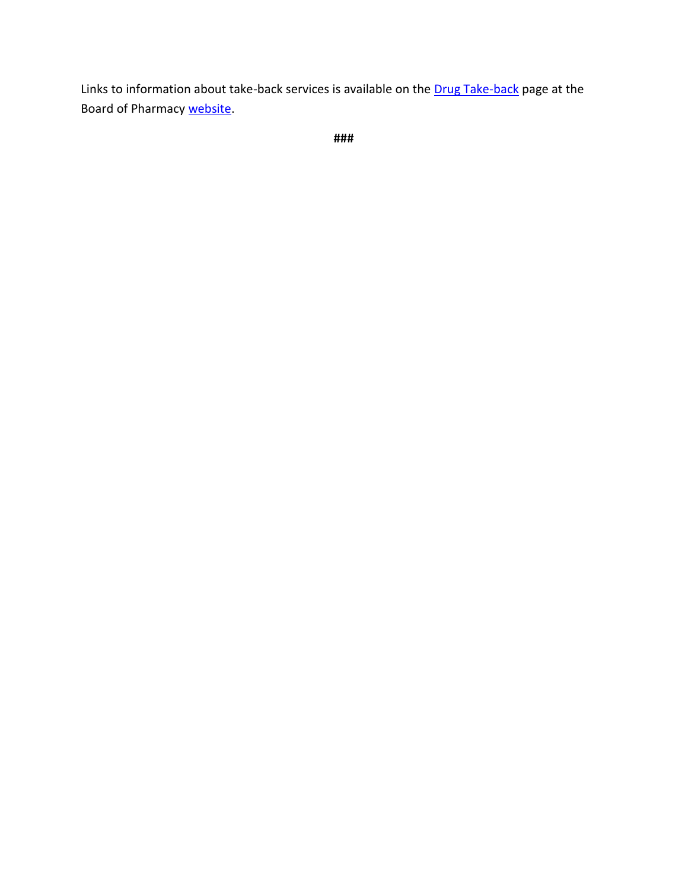Links to information about take-back services is available on the [Drug Take-back]() page at the Board of Pharmacy [website]().

**###**